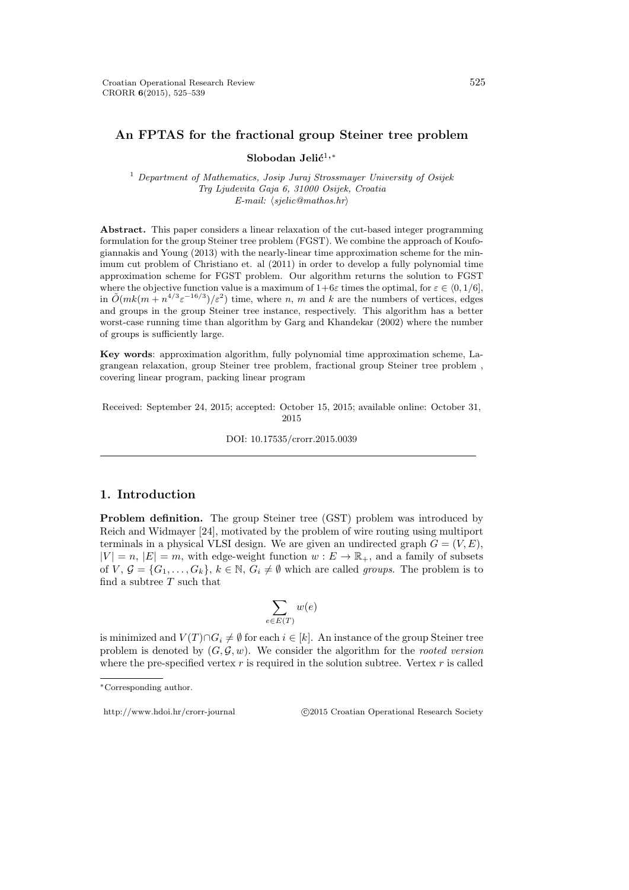# An FPTAS for the fractional group Steiner tree problem

**Slobodan Jelić**[1,*]

[1] *Department of Mathematics, Josip Juraj Strossmayer University of Osijek*
*Trg Ljudevita Gaja 6, 31000 Osijek, Croatia*
*E-mail:* ⟨*sjelic@mathos.hr*⟩

**Abstract.** This paper considers a linear relaxation of the cut-based integer programming formulation for the group Steiner tree problem (FGST). We combine the approach of Koufogiannakis and Young (2013) with the nearly-linear time approximation scheme for the minimum cut problem of Christiano et. al (2011) in order to develop a fully polynomial time approximation scheme for FGST problem. Our algorithm returns the solution to FGST where the objective function value is a maximum of $1+6\varepsilon$ times the optimal, for $\varepsilon \in \langle 0, 1/6]$, in $\tilde{O}(mk(m + n^{4/3}\varepsilon^{-16/3})/\varepsilon^2)$ time, where $n$, $m$ and $k$ are the numbers of vertices, edges and groups in the group Steiner tree instance, respectively. This algorithm has a better worst-case running time than algorithm by Garg and Khandekar (2002) where the number of groups is sufficiently large.

**Key words**: approximation algorithm, fully polynomial time approximation scheme, Lagrangean relaxation, group Steiner tree problem, fractional group Steiner tree problem , covering linear program, packing linear program

Received: September 24, 2015; accepted: October 15, 2015; available online: October 31, 2015

DOI: 10.17535/crorr.2015.0039

## 1. Introduction

**Problem definition.** The group Steiner tree (GST) problem was introduced by Reich and Widmayer [24], motivated by the problem of wire routing using multiport terminals in a physical VLSI design. We are given an undirected graph $G = (V, E)$, $|V| = n$, $|E| = m$, with edge-weight function $w : E \to \mathbb{R}_+$, and a family of subsets of $V$, $\mathcal{G} = \{G_1, \ldots, G_k\}$, $k \in \mathbb{N}$, $G_i \neq \emptyset$ which are called *groups*. The problem is to find a subtree $T$ such that

$$\sum_{e \in E(T)} w(e)$$

is minimized and $V(T) \cap G_i \neq \emptyset$ for each $i \in [k]$. An instance of the group Steiner tree problem is denoted by $(G, \mathcal{G}, w)$. We consider the algorithm for the *rooted version* where the pre-specified vertex $r$ is required in the solution subtree. Vertex $r$ is called

---

*Corresponding author.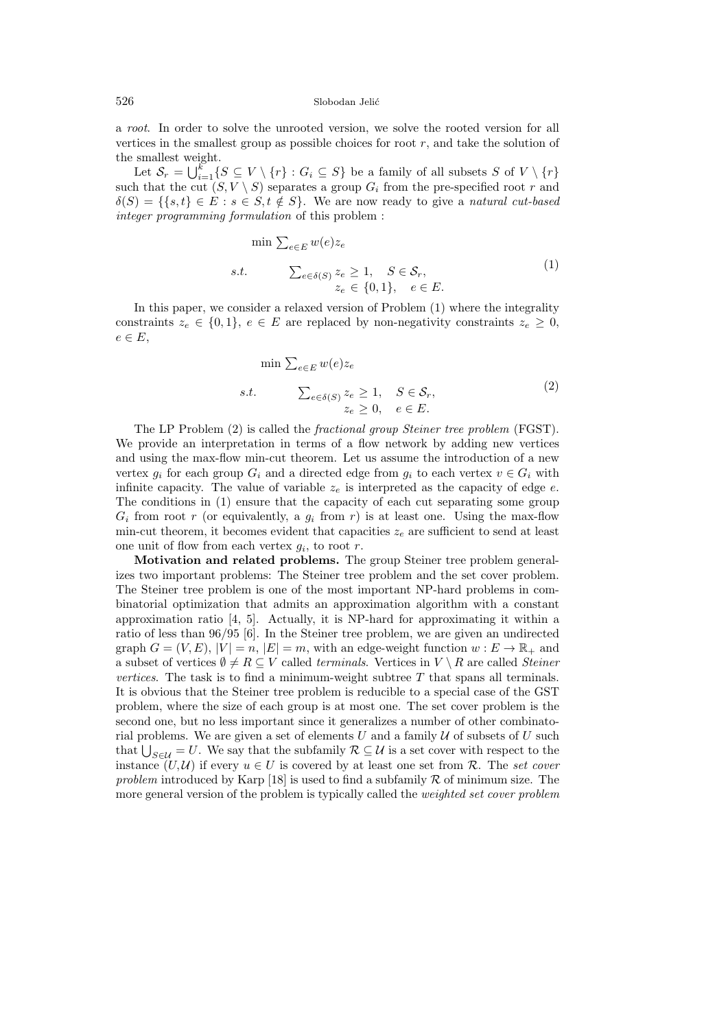a *root*. In order to solve the unrooted version, we solve the rooted version for all vertices in the smallest group as possible choices for root $r$, and take the solution of the smallest weight.

Let $\mathcal{S}_r = \bigcup_{i=1}^{k} \{S \subseteq V \setminus \{r\} : G_i \subseteq S\}$ be a family of all subsets $S$ of $V \setminus \{r\}$ such that the cut $(S, V \setminus S)$ separates a group $G_i$ from the pre-specified root $r$ and $\delta(S) = \{\{s,t\} \in E : s \in S, t \notin S\}$. We are now ready to give a *natural cut-based integer programming formulation* of this problem :

$$
\begin{aligned}
&\min \textstyle\sum_{e \in E} w(e) z_e \\
&s.t. \qquad \textstyle\sum_{e \in \delta(S)} z_e \geq 1, \quad S \in \mathcal{S}_r, \\
&\qquad\qquad\qquad\quad z_e \in \{0,1\}, \quad e \in E.
\end{aligned}
\tag{1}
$$

In this paper, we consider a relaxed version of Problem (1) where the integrality constraints $z_e \in \{0,1\}$, $e \in E$ are replaced by non-negativity constraints $z_e \geq 0$, $e \in E$,

$$
\begin{aligned}
&\min \textstyle\sum_{e \in E} w(e) z_e \\
&s.t. \qquad \textstyle\sum_{e \in \delta(S)} z_e \geq 1, \quad S \in \mathcal{S}_r, \\
&\qquad\qquad\qquad\quad z_e \geq 0, \quad e \in E.
\end{aligned}
\tag{2}
$$

The LP Problem (2) is called the *fractional group Steiner tree problem* (FGST). We provide an interpretation in terms of a flow network by adding new vertices and using the max-flow min-cut theorem. Let us assume the introduction of a new vertex $g_i$ for each group $G_i$ and a directed edge from $g_i$ to each vertex $v \in G_i$ with infinite capacity. The value of variable $z_e$ is interpreted as the capacity of edge $e$. The conditions in (1) ensure that the capacity of each cut separating some group $G_i$ from root $r$ (or equivalently, a $g_i$ from $r$) is at least one. Using the max-flow min-cut theorem, it becomes evident that capacities $z_e$ are sufficient to send at least one unit of flow from each vertex $g_i$, to root $r$.

**Motivation and related problems.** The group Steiner tree problem generalizes two important problems: The Steiner tree problem and the set cover problem. The Steiner tree problem is one of the most important NP-hard problems in combinatorial optimization that admits an approximation algorithm with a constant approximation ratio [4, 5]. Actually, it is NP-hard for approximating it within a ratio of less than 96/95 [6]. In the Steiner tree problem, we are given an undirected graph $G = (V, E)$, $|V| = n$, $|E| = m$, with an edge-weight function $w : E \to \mathbb{R}_+$ and a subset of vertices $\emptyset \neq R \subseteq V$ called *terminals*. Vertices in $V \setminus R$ are called *Steiner vertices*. The task is to find a minimum-weight subtree $T$ that spans all terminals. It is obvious that the Steiner tree problem is reducible to a special case of the GST problem, where the size of each group is at most one. The set cover problem is the second one, but no less important since it generalizes a number of other combinatorial problems. We are given a set of elements $U$ and a family $\mathcal{U}$ of subsets of $U$ such that $\bigcup_{S \in \mathcal{U}} = U$. We say that the subfamily $\mathcal{R} \subseteq \mathcal{U}$ is a set cover with respect to the instance $(U, \mathcal{U})$ if every $u \in U$ is covered by at least one set from $\mathcal{R}$. The *set cover problem* introduced by Karp [18] is used to find a subfamily $\mathcal{R}$ of minimum size. The more general version of the problem is typically called the *weighted set cover problem*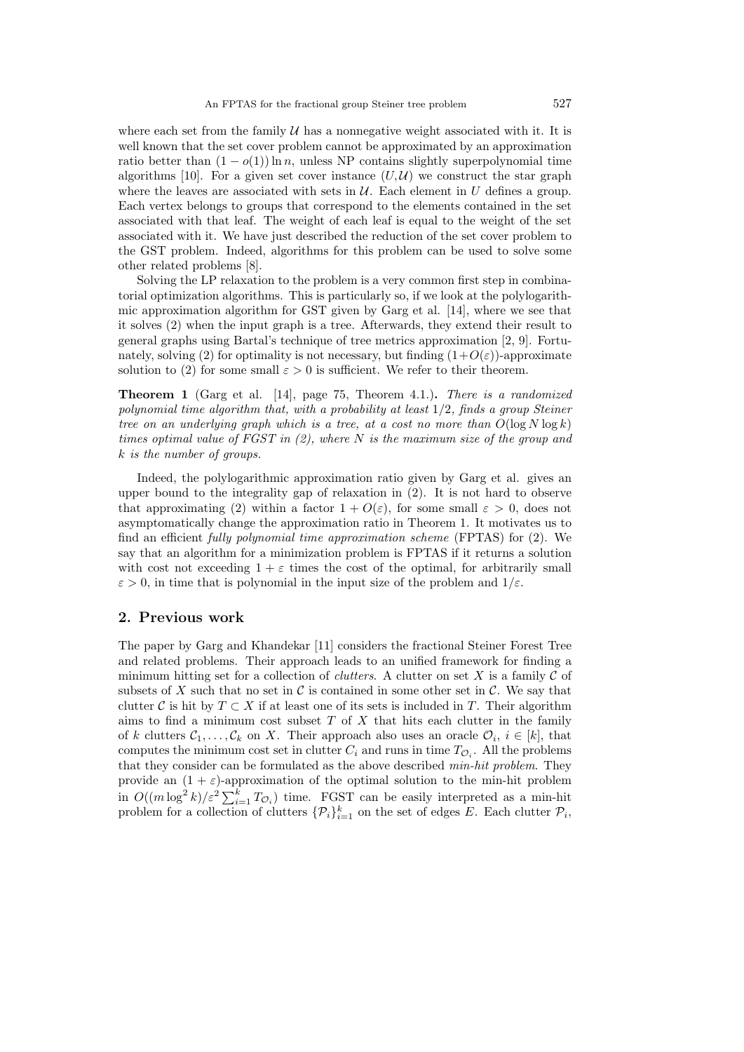where each set from the family $\mathcal{U}$ has a nonnegative weight associated with it. It is well known that the set cover problem cannot be approximated by an approximation ratio better than $(1 - o(1)) \ln n$, unless NP contains slightly superpolynomial time algorithms [10]. For a given set cover instance $(U, \mathcal{U})$ we construct the star graph where the leaves are associated with sets in $\mathcal{U}$. Each element in $U$ defines a group. Each vertex belongs to groups that correspond to the elements contained in the set associated with that leaf. The weight of each leaf is equal to the weight of the set associated with it. We have just described the reduction of the set cover problem to the GST problem. Indeed, algorithms for this problem can be used to solve some other related problems [8].

Solving the LP relaxation to the problem is a very common first step in combinatorial optimization algorithms. This is particularly so, if we look at the polylogarithmic approximation algorithm for GST given by Garg et al. [14], where we see that it solves (2) when the input graph is a tree. Afterwards, they extend their result to general graphs using Bartal's technique of tree metrics approximation [2, 9]. Fortunately, solving (2) for optimality is not necessary, but finding $(1+O(\varepsilon))$-approximate solution to (2) for some small $\varepsilon > 0$ is sufficient. We refer to their theorem.

**Theorem 1** (Garg et al. [14], page 75, Theorem 4.1.)**.** *There is a randomized polynomial time algorithm that, with a probability at least* $1/2$*, finds a group Steiner tree on an underlying graph which is a tree, at a cost no more than* $O(\log N \log k)$ *times optimal value of FGST in (2), where* $N$ *is the maximum size of the group and* $k$ *is the number of groups.*

Indeed, the polylogarithmic approximation ratio given by Garg et al. gives an upper bound to the integrality gap of relaxation in (2). It is not hard to observe that approximating (2) within a factor $1 + O(\varepsilon)$, for some small $\varepsilon > 0$, does not asymptomatically change the approximation ratio in Theorem 1. It motivates us to find an efficient *fully polynomial time approximation scheme* (FPTAS) for (2). We say that an algorithm for a minimization problem is FPTAS if it returns a solution with cost not exceeding $1 + \varepsilon$ times the cost of the optimal, for arbitrarily small $\varepsilon > 0$, in time that is polynomial in the input size of the problem and $1/\varepsilon$.

## 2. Previous work

The paper by Garg and Khandekar [11] considers the fractional Steiner Forest Tree and related problems. Their approach leads to an unified framework for finding a minimum hitting set for a collection of *clutters*. A clutter on set $X$ is a family $\mathcal{C}$ of subsets of $X$ such that no set in $\mathcal{C}$ is contained in some other set in $\mathcal{C}$. We say that clutter $\mathcal{C}$ is hit by $T \subset X$ if at least one of its sets is included in $T$. Their algorithm aims to find a minimum cost subset $T$ of $X$ that hits each clutter in the family of $k$ clutters $\mathcal{C}_1, \ldots, \mathcal{C}_k$ on $X$. Their approach also uses an oracle $\mathcal{O}_i$, $i \in [k]$, that computes the minimum cost set in clutter $C_i$ and runs in time $T_{\mathcal{O}_i}$. All the problems that they consider can be formulated as the above described *min-hit problem*. They provide an $(1 + \varepsilon)$-approximation of the optimal solution to the min-hit problem in $O((m \log^2 k)/\varepsilon^2 \sum_{i=1}^{k} T_{\mathcal{O}_i})$ time. FGST can be easily interpreted as a min-hit problem for a collection of clutters $\{\mathcal{P}_i\}_{i=1}^{k}$ on the set of edges $E$. Each clutter $\mathcal{P}_i$,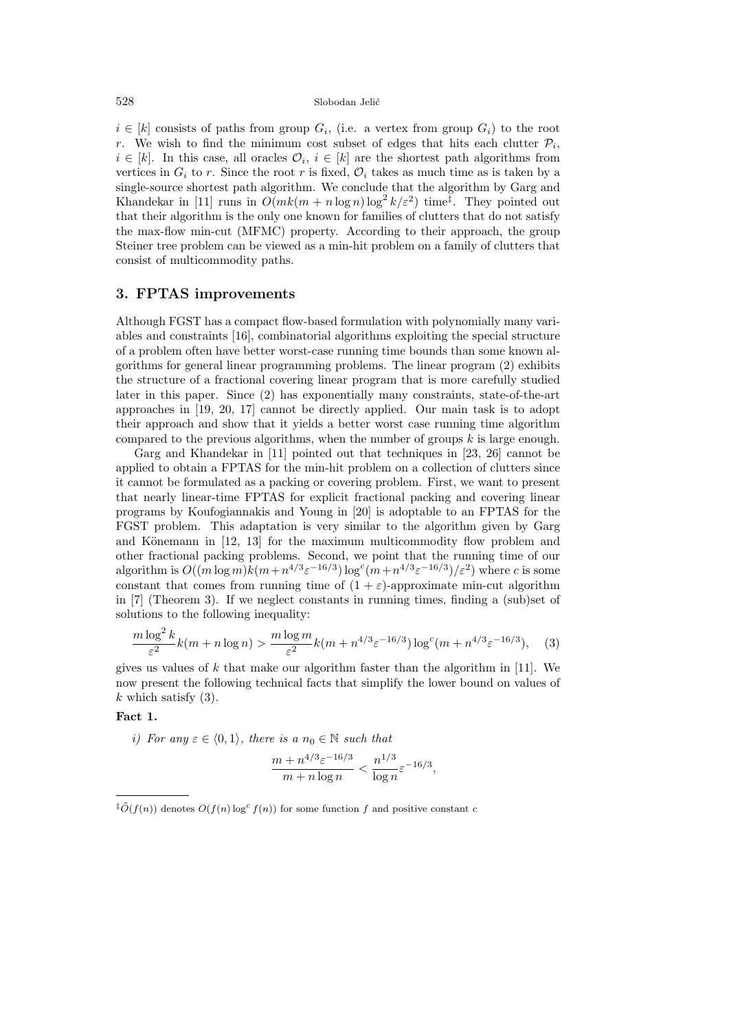$i \in [k]$ consists of paths from group $G_i$, (i.e. a vertex from group $G_i$) to the root $r$. We wish to find the minimum cost subset of edges that hits each clutter $\mathcal{P}_i$, $i \in [k]$. In this case, all oracles $\mathcal{O}_i$, $i \in [k]$ are the shortest path algorithms from vertices in $G_i$ to $r$. Since the root $r$ is fixed, $\mathcal{O}_i$ takes as much time as is taken by a single-source shortest path algorithm. We conclude that the algorithm by Garg and Khandekar in [11] runs in $\tilde{O}(mk(m + n \log n) \log^2 k/\varepsilon^2)$ time[‡]. They pointed out that their algorithm is the only one known for families of clutters that do not satisfy the max-flow min-cut (MFMC) property. According to their approach, the group Steiner tree problem can be viewed as a min-hit problem on a family of clutters that consist of multicommodity paths.

## 3. FPTAS improvements

Although FGST has a compact flow-based formulation with polynomially many variables and constraints [16], combinatorial algorithms exploiting the special structure of a problem often have better worst-case running time bounds than some known algorithms for general linear programming problems. The linear program (2) exhibits the structure of a fractional covering linear program that is more carefully studied later in this paper. Since (2) has exponentially many constraints, state-of-the-art approaches in [19, 20, 17] cannot be directly applied. Our main task is to adopt their approach and show that it yields a better worst case running time algorithm compared to the previous algorithms, when the number of groups $k$ is large enough.

Garg and Khandekar in [11] pointed out that techniques in [23, 26] cannot be applied to obtain a FPTAS for the min-hit problem on a collection of clutters since it cannot be formulated as a packing or covering problem. First, we want to present that nearly linear-time FPTAS for explicit fractional packing and covering linear programs by Koufogiannakis and Young in [20] is adoptable to an FPTAS for the FGST problem. This adaptation is very similar to the algorithm given by Garg and Könemann in [12, 13] for the maximum multicommodity flow problem and other fractional packing problems. Second, we point that the running time of our algorithm is $O((m \log m)k(m + n^{4/3}\varepsilon^{-16/3}) \log^c(m + n^{4/3}\varepsilon^{-16/3})/\varepsilon^2)$ where $c$ is some constant that comes from running time of $(1+\varepsilon)$-approximate min-cut algorithm in [7] (Theorem 3). If we neglect constants in running times, finding a (sub)set of solutions to the following inequality:

$$\frac{m \log^2 k}{\varepsilon^2} k(m + n \log n) > \frac{m \log m}{\varepsilon^2} k(m + n^{4/3}\varepsilon^{-16/3}) \log^c(m + n^{4/3}\varepsilon^{-16/3}), \quad (3)$$

gives us values of $k$ that make our algorithm faster than the algorithm in [11]. We now present the following technical facts that simplify the lower bound on values of $k$ which satisfy (3).

**Fact 1.**

*i) For any $\varepsilon \in \langle 0, 1\rangle$, there is a $n_0 \in \mathbb{N}$ such that*

$$\frac{m + n^{4/3}\varepsilon^{-16/3}}{m + n \log n} < \frac{n^{1/3}}{\log n}\varepsilon^{-16/3},$$

[‡] $\tilde{O}(f(n))$ denotes $O(f(n) \log^c f(n))$ for some function $f$ and positive constant $c$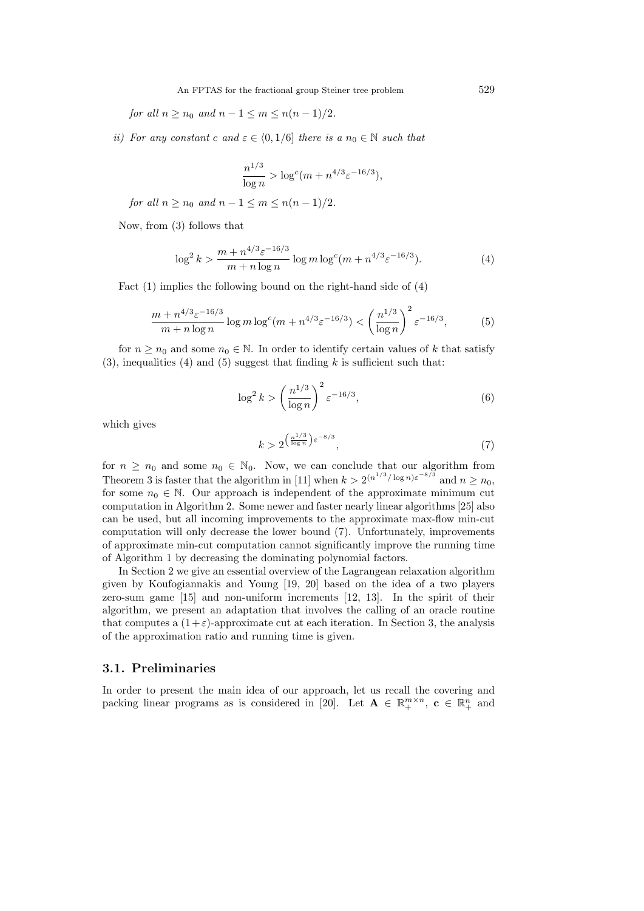*for all $n \geq n_0$ and $n-1 \leq m \leq n(n-1)/2$.*

*ii) For any constant $c$ and $\varepsilon \in \langle 0, 1/6]$ there is a $n_0 \in \mathbb{N}$ such that*

$$\frac{n^{1/3}}{\log n} > \log^c(m + n^{4/3}\varepsilon^{-16/3}),$$

*for all $n \geq n_0$ and $n-1 \leq m \leq n(n-1)/2$.*

Now, from (3) follows that

$$\log^2 k > \frac{m + n^{4/3}\varepsilon^{-16/3}}{m + n\log n} \log m \log^c(m + n^{4/3}\varepsilon^{-16/3}). \tag{4}$$

Fact (1) implies the following bound on the right-hand side of (4)

$$\frac{m + n^{4/3}\varepsilon^{-16/3}}{m + n\log n} \log m \log^c(m + n^{4/3}\varepsilon^{-16/3}) < \left(\frac{n^{1/3}}{\log n}\right)^2 \varepsilon^{-16/3}, \tag{5}$$

for $n \geq n_0$ and some $n_0 \in \mathbb{N}$. In order to identify certain values of $k$ that satisfy (3), inequalities (4) and (5) suggest that finding $k$ is sufficient such that:

$$\log^2 k > \left(\frac{n^{1/3}}{\log n}\right)^2 \varepsilon^{-16/3}, \tag{6}$$

which gives

$$k > 2^{\left(\frac{n^{1/3}}{\log n}\right)\varepsilon^{-8/3}}, \tag{7}$$

for $n \geq n_0$ and some $n_0 \in \mathbb{N}_0$. Now, we can conclude that our algorithm from Theorem 3 is faster that the algorithm in [11] when $k > 2^{(n^{1/3}/\log n)\varepsilon^{-8/3}}$ and $n \geq n_0$, for some $n_0 \in \mathbb{N}$. Our approach is independent of the approximate minimum cut computation in Algorithm 2. Some newer and faster nearly linear algorithms [25] also can be used, but all incoming improvements to the approximate max-flow min-cut computation will only decrease the lower bound (7). Unfortunately, improvements of approximate min-cut computation cannot significantly improve the running time of Algorithm 1 by decreasing the dominating polynomial factors.

In Section 2 we give an essential overview of the Lagrangean relaxation algorithm given by Koufogiannakis and Young [19, 20] based on the idea of a two players zero-sum game [15] and non-uniform increments [12, 13]. In the spirit of their algorithm, we present an adaptation that involves the calling of an oracle routine that computes a $(1+\varepsilon)$-approximate cut at each iteration. In Section 3, the analysis of the approximation ratio and running time is given.

### 3.1. Preliminaries

In order to present the main idea of our approach, let us recall the covering and packing linear programs as is considered in [20]. Let $\mathbf{A} \in \mathbb{R}_+^{m\times n}$, $\mathbf{c} \in \mathbb{R}_+^n$ and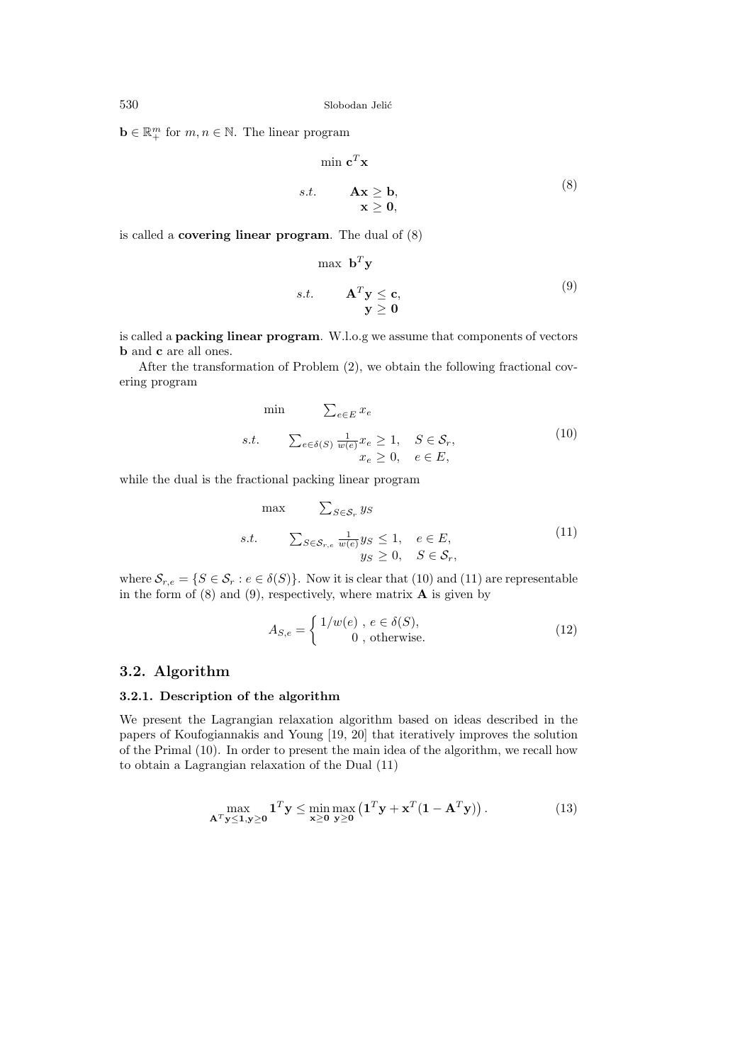$\mathbf{b} \in \mathbb{R}_+^m$ for $m, n \in \mathbb{N}$. The linear program

$$
\begin{aligned}
& \min \ \mathbf{c}^T \mathbf{x} \\
s.t. \qquad & \mathbf{A}\mathbf{x} \geq \mathbf{b}, \\
& \mathbf{x} \geq \mathbf{0},
\end{aligned}
\tag{8}
$$

is called a **covering linear program**. The dual of (8)

$$
\begin{aligned}
& \max \ \mathbf{b}^T \mathbf{y} \\
s.t. \qquad & \mathbf{A}^T\mathbf{y} \leq \mathbf{c}, \\
& \mathbf{y} \geq \mathbf{0}
\end{aligned}
\tag{9}
$$

is called a **packing linear program**. W.l.o.g we assume that components of vectors $\mathbf{b}$ and $\mathbf{c}$ are all ones.

After the transformation of Problem (2), we obtain the following fractional covering program

$$
\begin{aligned}
\min \qquad & \textstyle\sum_{e \in E} x_e \\
s.t. \qquad & \textstyle\sum_{e \in \delta(S)} \frac{1}{w(e)} x_e \geq 1, \quad S \in \mathcal{S}_r, \\
& x_e \geq 0, \quad e \in E,
\end{aligned}
\tag{10}
$$

while the dual is the fractional packing linear program

$$
\begin{aligned}
\max \qquad & \textstyle\sum_{S \in \mathcal{S}_r} y_S \\
s.t. \qquad & \textstyle\sum_{S \in \mathcal{S}_{r,e}} \frac{1}{w(e)} y_S \leq 1, \quad e \in E, \\
& y_S \geq 0, \quad S \in \mathcal{S}_r,
\end{aligned}
\tag{11}
$$

where $\mathcal{S}_{r,e} = \{S \in \mathcal{S}_r : e \in \delta(S)\}$. Now it is clear that (10) and (11) are representable in the form of (8) and (9), respectively, where matrix $\mathbf{A}$ is given by

$$
A_{S,e} = \begin{cases} 1/w(e) \ , \ e \in \delta(S), \\ \quad 0 \ , \ \text{otherwise.} \end{cases}
\tag{12}
$$

## 3.2. Algorithm

### 3.2.1. Description of the algorithm

We present the Lagrangian relaxation algorithm based on ideas described in the papers of Koufogiannakis and Young [19, 20] that iteratively improves the solution of the Primal (10). In order to present the main idea of the algorithm, we recall how to obtain a Lagrangian relaxation of the Dual (11)

$$
\max_{\mathbf{A}^T\mathbf{y} \leq \mathbf{1}, \mathbf{y} \geq \mathbf{0}} \mathbf{1}^T \mathbf{y} \leq \min_{\mathbf{x} \geq \mathbf{0}} \max_{\mathbf{y} \geq \mathbf{0}} \left( \mathbf{1}^T \mathbf{y} + \mathbf{x}^T (\mathbf{1} - \mathbf{A}^T \mathbf{y}) \right).
\tag{13}
$$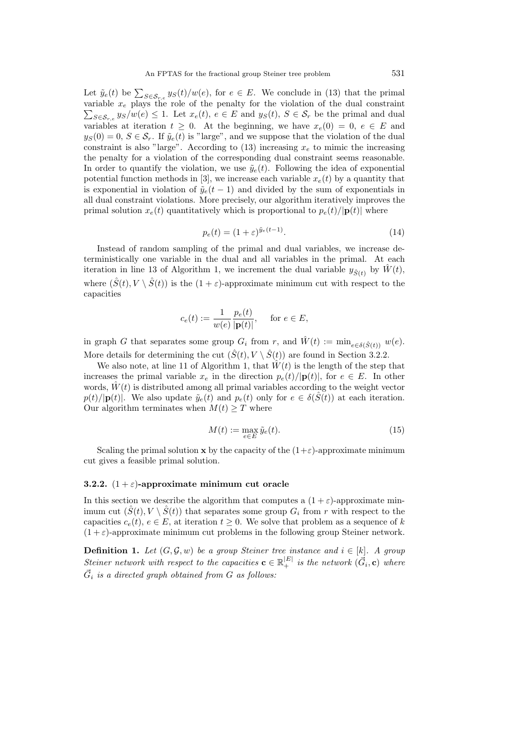Let $\tilde{y}_e(t)$ be $\sum_{S\in\mathcal{S}_{r,e}} y_S(t)/w(e)$, for $e \in E$. We conclude in (13) that the primal variable $x_e$ plays the role of the penalty for the violation of the dual constraint $\sum_{S\in\mathcal{S}_{r,e}} y_S/w(e) \leq 1$. Let $x_e(t)$, $e \in E$ and $y_S(t)$, $S \in \mathcal{S}_r$ be the primal and dual variables at iteration $t \geq 0$. At the beginning, we have $x_e(0) = 0$, $e \in E$ and $y_S(0) = 0$, $S \in \mathcal{S}_r$. If $\tilde{y}_e(t)$ is "large", and we suppose that the violation of the dual constraint is also "large". According to (13) increasing $x_e$ to mimic the increasing the penalty for a violation of the corresponding dual constraint seems reasonable. In order to quantify the violation, we use $\tilde{y}_e(t)$. Following the idea of exponential potential function methods in [3], we increase each variable $x_e(t)$ by a quantity that is exponential in violation of $\tilde{y}_e(t-1)$ and divided by the sum of exponentials in all dual constraint violations. More precisely, our algorithm iteratively improves the primal solution $x_e(t)$ quantitatively which is proportional to $p_e(t)/|\mathbf{p}(t)|$ where

$$p_e(t) = (1+\varepsilon)^{\tilde{y}_e(t-1)}. \tag{14}$$

Instead of random sampling of the primal and dual variables, we increase deterministically one variable in the dual and all variables in the primal. At each iteration in line 13 of Algorithm 1, we increment the dual variable $y_{\hat{S}(t)}$ by $\hat{W}(t)$, where $(\hat{S}(t), V \setminus \hat{S}(t))$ is the $(1+\varepsilon)$-approximate minimum cut with respect to the capacities

$$c_e(t) := \frac{1}{w(e)} \frac{p_e(t)}{|\mathbf{p}(t)|}, \quad \text{for } e \in E,$$

in graph $G$ that separates some group $G_i$ from $r$, and $\hat{W}(t) := \min_{e\in\delta(\hat{S}(t))} w(e)$. More details for determining the cut $(\hat{S}(t), V \setminus \hat{S}(t))$ are found in Section 3.2.2.

We also note, at line 11 of Algorithm 1, that $\hat{W}(t)$ is the length of the step that increases the primal variable $x_e$ in the direction $p_e(t)/|\mathbf{p}(t)|$, for $e \in E$. In other words, $\hat{W}(t)$ is distributed among all primal variables according to the weight vector $p(t)/|\mathbf{p}(t)|$. We also update $\tilde{y}_e(t)$ and $p_e(t)$ only for $e \in \delta(\hat{S}(t))$ at each iteration. Our algorithm terminates when $M(t) \geq T$ where

$$M(t) := \max_{e\in E} \tilde{y}_e(t). \tag{15}$$

Scaling the primal solution $\mathbf{x}$ by the capacity of the $(1+\varepsilon)$-approximate minimum cut gives a feasible primal solution.

### 3.2.2. $(1+\varepsilon)$-approximate minimum cut oracle

In this section we describe the algorithm that computes a $(1+\varepsilon)$-approximate minimum cut $(\hat{S}(t), V \setminus \hat{S}(t))$ that separates some group $G_i$ from $r$ with respect to the capacities $c_e(t)$, $e \in E$, at iteration $t \geq 0$. We solve that problem as a sequence of $k$ $(1+\varepsilon)$-approximate minimum cut problems in the following group Steiner network.

**Definition 1.** *Let $(G, \mathcal{G}, w)$ be a group Steiner tree instance and $i \in [k]$. A group Steiner network with respect to the capacities $\mathbf{c} \in \mathbb{R}_+^{|E|}$ is the network $(\vec{G}_i, \mathbf{c})$ where $\vec{G}_i$ is a directed graph obtained from $G$ as follows:*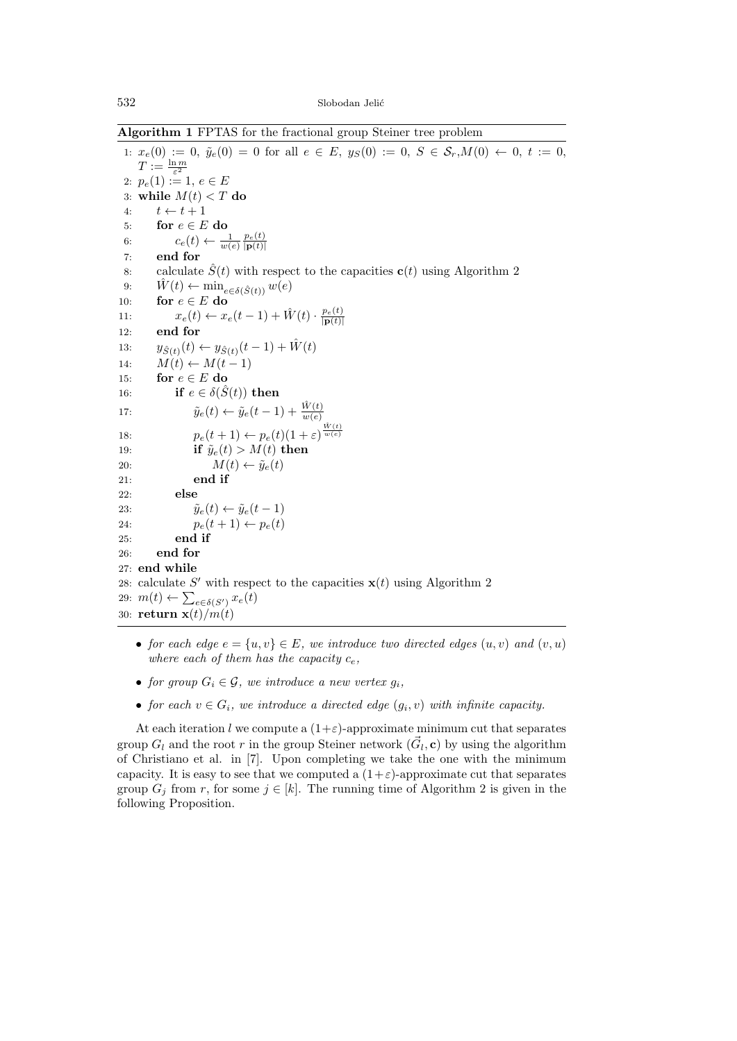**Algorithm 1** FPTAS for the fractional group Steiner tree problem

```
1: x_e(0) := 0, ỹ_e(0) = 0 for all e ∈ E, y_S(0) := 0, S ∈ 𝒮_r, M(0) ← 0, t := 0,
   T := ln m / ε²
2: p_e(1) := 1, e ∈ E
3: while M(t) < T do
4:     t ← t + 1
5:     for e ∈ E do
6:         c_e(t) ← (1/w(e)) · p_e(t)/|p(t)|
7:     end for
8:     calculate Ŝ(t) with respect to the capacities c(t) using Algorithm 2
9:     Ŵ(t) ← min_{e∈δ(Ŝ(t))} w(e)
10:    for e ∈ E do
11:        x_e(t) ← x_e(t−1) + Ŵ(t) · p_e(t)/|p(t)|
12:    end for
13:    y_{Ŝ(t)}(t) ← y_{Ŝ(t)}(t−1) + Ŵ(t)
14:    M(t) ← M(t−1)
15:    for e ∈ E do
16:        if e ∈ δ(Ŝ(t)) then
17:            ỹ_e(t) ← ỹ_e(t−1) + Ŵ(t)/w(e)
18:            p_e(t+1) ← p_e(t)(1+ε)^{Ŵ(t)/w(e)}
19:            if ỹ_e(t) > M(t) then
20:                M(t) ← ỹ_e(t)
21:            end if
22:        else
23:            ỹ_e(t) ← ỹ_e(t−1)
24:            p_e(t+1) ← p_e(t)
25:        end if
26:    end for
27: end while
28: calculate S' with respect to the capacities x(t) using Algorithm 2
29: m(t) ← Σ_{e∈δ(S')} x_e(t)
30: return x(t)/m(t)
```

- *for each edge $e = \{u, v\} \in E$, we introduce two directed edges $(u, v)$ and $(v, u)$ where each of them has the capacity $c_e$,*
- *for group $G_i \in \mathcal{G}$, we introduce a new vertex $g_i$,*
- *for each $v \in G_i$, we introduce a directed edge $(g_i, v)$ with infinite capacity.*

At each iteration $l$ we compute a $(1+\varepsilon)$-approximate minimum cut that separates group $G_l$ and the root $r$ in the group Steiner network $(\vec{G}_l, \mathbf{c})$ by using the algorithm of Christiano et al. in [7]. Upon completing we take the one with the minimum capacity. It is easy to see that we computed a $(1+\varepsilon)$-approximate cut that separates group $G_j$ from $r$, for some $j \in [k]$. The running time of Algorithm 2 is given in the following Proposition.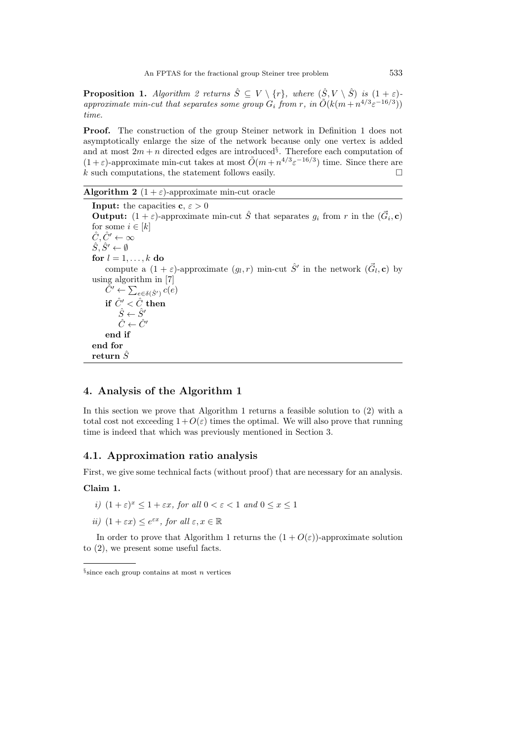**Proposition 1.** *Algorithm 2 returns $\hat{S} \subseteq V \setminus \{r\}$, where $(\hat{S}, V \setminus \hat{S})$ is $(1+\varepsilon)$-approximate min-cut that separates some group $G_i$ from $r$, in $\tilde{O}(k(m+n^{4/3}\varepsilon^{-16/3}))$ time.*

**Proof.** The construction of the group Steiner network in Definition 1 does not asymptotically enlarge the size of the network because only one vertex is added and at most $2m+n$ directed edges are introduced[§]. Therefore each computation of $(1+\varepsilon)$-approximate min-cut takes at most $\tilde{O}(m+n^{4/3}\varepsilon^{-16/3})$ time. Since there are $k$ such computations, the statement follows easily. □

**Algorithm 2** $(1+\varepsilon)$-approximate min-cut oracle

**Input:** the capacities $\mathbf{c}$, $\varepsilon > 0$  
**Output:** $(1+\varepsilon)$-approximate min-cut $\hat{S}$ that separates $g_i$ from $r$ in the $(\vec{G}_i, \mathbf{c})$ for some $i \in [k]$  
$\hat{C}, \hat{C}' \leftarrow \infty$  
$\hat{S}, \hat{S}' \leftarrow \emptyset$  
**for** $l = 1, \ldots, k$ **do**  
  compute a $(1+\varepsilon)$-approximate $(g_l, r)$ min-cut $\hat{S}'$ in the network $(\vec{G}_l, \mathbf{c})$ by using algorithm in [7]  
  $\hat{C}' \leftarrow \sum_{e \in \delta(\hat{S}')} c(e)$  
  **if** $\hat{C}' < \hat{C}$ **then**  
    $\hat{S} \leftarrow \hat{S}'$  
    $\hat{C} \leftarrow \hat{C}'$  
  **end if**  
**end for**  
**return** $\hat{S}$

## 4. Analysis of the Algorithm 1

In this section we prove that Algorithm 1 returns a feasible solution to (2) with a total cost not exceeding $1+O(\varepsilon)$ times the optimal. We will also prove that running time is indeed that which was previously mentioned in Section 3.

### 4.1. Approximation ratio analysis

First, we give some technical facts (without proof) that are necessary for an analysis.

**Claim 1.**

*i)* $(1+\varepsilon)^x \leq 1 + \varepsilon x$, *for all* $0 < \varepsilon < 1$ *and* $0 \leq x \leq 1$

*ii)* $(1+\varepsilon x) \leq e^{\varepsilon x}$, *for all* $\varepsilon, x \in \mathbb{R}$

In order to prove that Algorithm 1 returns the $(1+O(\varepsilon))$-approximate solution to (2), we present some useful facts.

[§] since each group contains at most $n$ vertices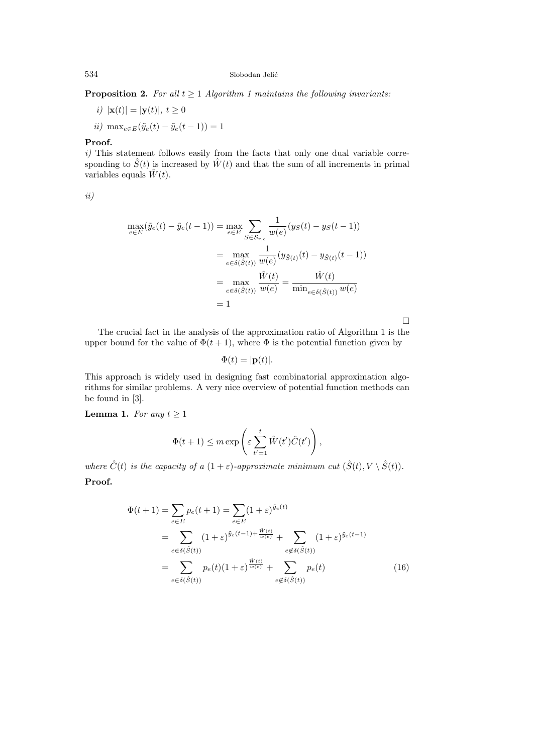**Proposition 2.** *For all $t \geq 1$ Algorithm 1 maintains the following invariants:*

*i)* $|\mathbf{x}(t)| = |\mathbf{y}(t)|$, $t \geq 0$

*ii)* $\max_{e \in E}(\tilde{y}_e(t) - \tilde{y}_e(t-1)) = 1$

**Proof.**

*i)* This statement follows easily from the facts that only one dual variable corresponding to $\hat{S}(t)$ is increased by $\hat{W}(t)$ and that the sum of all increments in primal variables equals $\hat{W}(t)$.

*ii)*

$$
\begin{aligned}
\max_{e \in E}(\tilde{y}_e(t) - \tilde{y}_e(t-1)) &= \max_{e \in E} \sum_{S \in \mathcal{S}_{r,e}} \frac{1}{w(e)}(y_S(t) - y_S(t-1)) \\
&= \max_{e \in \delta(\hat{S}(t))} \frac{1}{w(e)}(y_{\hat{S}(t)}(t) - y_{\hat{S}(t)}(t-1)) \\
&= \max_{e \in \delta(\hat{S}(t))} \frac{\hat{W}(t)}{w(e)} = \frac{\hat{W}(t)}{\min_{e \in \delta(\hat{S}(t))} w(e)} \\
&= 1
\end{aligned}
$$

□

The crucial fact in the analysis of the approximation ratio of Algorithm 1 is the upper bound for the value of $\Phi(t+1)$, where $\Phi$ is the potential function given by

$$\Phi(t) = |\mathbf{p}(t)|.$$

This approach is widely used in designing fast combinatorial approximation algorithms for similar problems. A very nice overview of potential function methods can be found in [3].

**Lemma 1.** *For any $t \geq 1$*

$$\Phi(t+1) \leq m \exp\left(\varepsilon \sum_{t'=1}^{t} \hat{W}(t')\hat{C}(t')\right),$$

*where $\hat{C}(t)$ is the capacity of a $(1+\varepsilon)$-approximate minimum cut $(\hat{S}(t), V \setminus \hat{S}(t))$.*

**Proof.**

$$
\begin{aligned}
\Phi(t+1) &= \sum_{e \in E} p_e(t+1) = \sum_{e \in E} (1+\varepsilon)^{\tilde{y}_e(t)} \\
&= \sum_{e \in \delta(\hat{S}(t))} (1+\varepsilon)^{\tilde{y}_e(t-1) + \frac{\hat{W}(t)}{w(e)}} + \sum_{e \notin \delta(\hat{S}(t))} (1+\varepsilon)^{\tilde{y}_e(t-1)} \\
&= \sum_{e \in \delta(\hat{S}(t))} p_e(t)(1+\varepsilon)^{\frac{\hat{W}(t)}{w(e)}} + \sum_{e \notin \delta(\hat{S}(t))} p_e(t) \qquad (16)
\end{aligned}
$$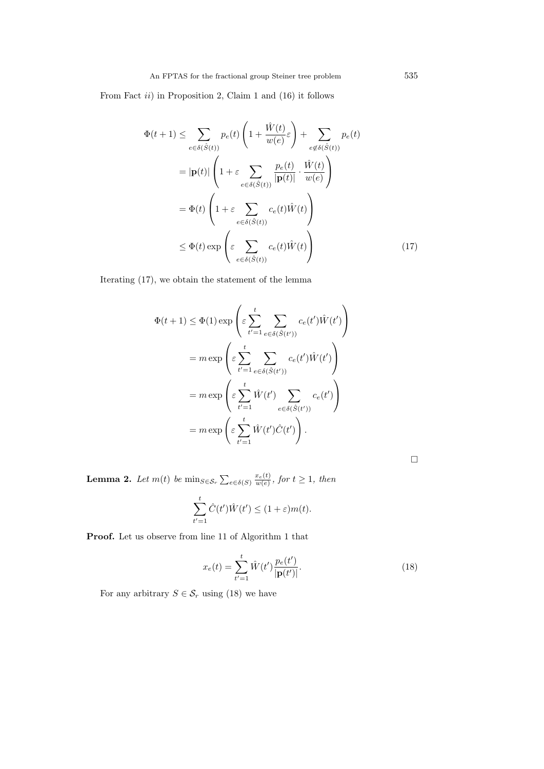From Fact *ii)* in Proposition 2, Claim 1 and (16) it follows

$$
\begin{aligned}
\Phi(t+1) &\leq \sum_{e \in \delta(\hat{S}(t))} p_e(t) \left(1 + \frac{\hat{W}(t)}{w(e)} \varepsilon \right) + \sum_{e \notin \delta(\hat{S}(t))} p_e(t) \\
&= |\mathbf{p}(t)| \left(1 + \varepsilon \sum_{e \in \delta(\hat{S}(t))} \frac{p_e(t)}{|\mathbf{p}(t)|} \cdot \frac{\hat{W}(t)}{w(e)} \right) \\
&= \Phi(t) \left(1 + \varepsilon \sum_{e \in \delta(\hat{S}(t))} c_e(t) \hat{W}(t) \right) \\
&\leq \Phi(t) \exp\left(\varepsilon \sum_{e \in \delta(\hat{S}(t))} c_e(t) \hat{W}(t) \right) \qquad (17)
\end{aligned}
$$

Iterating (17), we obtain the statement of the lemma

$$
\begin{aligned}
\Phi(t+1) &\leq \Phi(1) \exp\left(\varepsilon \sum_{t'=1}^{t} \sum_{e \in \delta(\hat{S}(t'))} c_e(t') \hat{W}(t') \right) \\
&= m \exp\left(\varepsilon \sum_{t'=1}^{t} \sum_{e \in \delta(\hat{S}(t'))} c_e(t') \hat{W}(t') \right) \\
&= m \exp\left(\varepsilon \sum_{t'=1}^{t} \hat{W}(t') \sum_{e \in \delta(\hat{S}(t'))} c_e(t') \right) \\
&= m \exp\left(\varepsilon \sum_{t'=1}^{t} \hat{W}(t') \hat{C}(t') \right).
\end{aligned}
$$

□

**Lemma 2.** *Let $m(t)$ be $\min_{S \in \mathcal{S}_r} \sum_{e \in \delta(S)} \frac{x_e(t)}{w(e)}$, for $t \geq 1$, then*

$$
\sum_{t'=1}^{t} \hat{C}(t') \hat{W}(t') \leq (1 + \varepsilon) m(t).
$$

**Proof.** Let us observe from line 11 of Algorithm 1 that

$$
x_e(t) = \sum_{t'=1}^{t} \hat{W}(t') \frac{p_e(t')}{|\mathbf{p}(t')|}. \qquad (18)
$$

For any arbitrary $S \in \mathcal{S}_r$ using (18) we have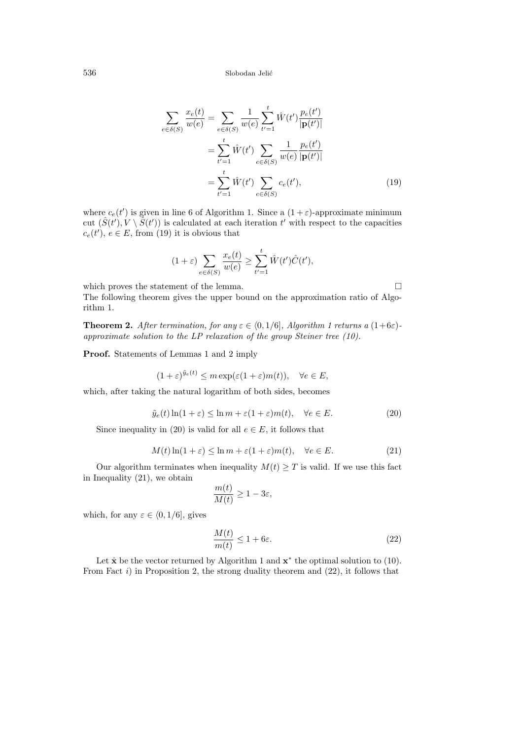$$
\begin{aligned}
\sum_{e\in\delta(S)} \frac{x_e(t)}{w(e)} &= \sum_{e\in\delta(S)} \frac{1}{w(e)} \sum_{t'=1}^{t} \hat{W}(t') \frac{p_e(t')}{|\mathbf{p}(t')|} \\
&= \sum_{t'=1}^{t} \hat{W}(t') \sum_{e\in\delta(S)} \frac{1}{w(e)} \frac{p_e(t')}{|\mathbf{p}(t')|} \\
&= \sum_{t'=1}^{t} \hat{W}(t') \sum_{e\in\delta(S)} c_e(t'), \qquad (19)
\end{aligned}
$$

where $c_e(t')$ is given in line 6 of Algorithm 1. Since a $(1+\varepsilon)$-approximate minimum cut $(\hat{S}(t'), V \setminus \hat{S}(t'))$ is calculated at each iteration $t'$ with respect to the capacities $c_e(t')$, $e \in E$, from (19) it is obvious that

$$
(1+\varepsilon) \sum_{e\in\delta(S)} \frac{x_e(t)}{w(e)} \geq \sum_{t'=1}^{t} \hat{W}(t')\hat{C}(t'),
$$

which proves the statement of the lemma. □

The following theorem gives the upper bound on the approximation ratio of Algorithm 1.

**Theorem 2.** *After termination, for any $\varepsilon \in \langle 0, 1/6]$, Algorithm 1 returns a $(1+6\varepsilon)$-approximate solution to the LP relaxation of the group Steiner tree (10).*

**Proof.** Statements of Lemmas 1 and 2 imply

$$
(1+\varepsilon)^{\tilde{y}_e(t)} \leq m \exp(\varepsilon(1+\varepsilon)m(t)), \quad \forall e \in E,
$$

which, after taking the natural logarithm of both sides, becomes

$$
\tilde{y}_e(t) \ln(1+\varepsilon) \leq \ln m + \varepsilon(1+\varepsilon)m(t), \quad \forall e \in E. \qquad (20)
$$

Since inequality in (20) is valid for all $e \in E$, it follows that

$$
M(t) \ln(1+\varepsilon) \leq \ln m + \varepsilon(1+\varepsilon)m(t), \quad \forall e \in E. \qquad (21)
$$

Our algorithm terminates when inequality $M(t) \geq T$ is valid. If we use this fact in Inequality (21), we obtain

$$
\frac{m(t)}{M(t)} \geq 1 - 3\varepsilon,
$$

which, for any $\varepsilon \in \langle 0, 1/6]$, gives

$$
\frac{M(t)}{m(t)} \leq 1 + 6\varepsilon. \qquad (22)
$$

Let $\hat{\mathbf{x}}$ be the vector returned by Algorithm 1 and $\mathbf{x}^*$ the optimal solution to (10). From Fact *i)* in Proposition 2, the strong duality theorem and (22), it follows that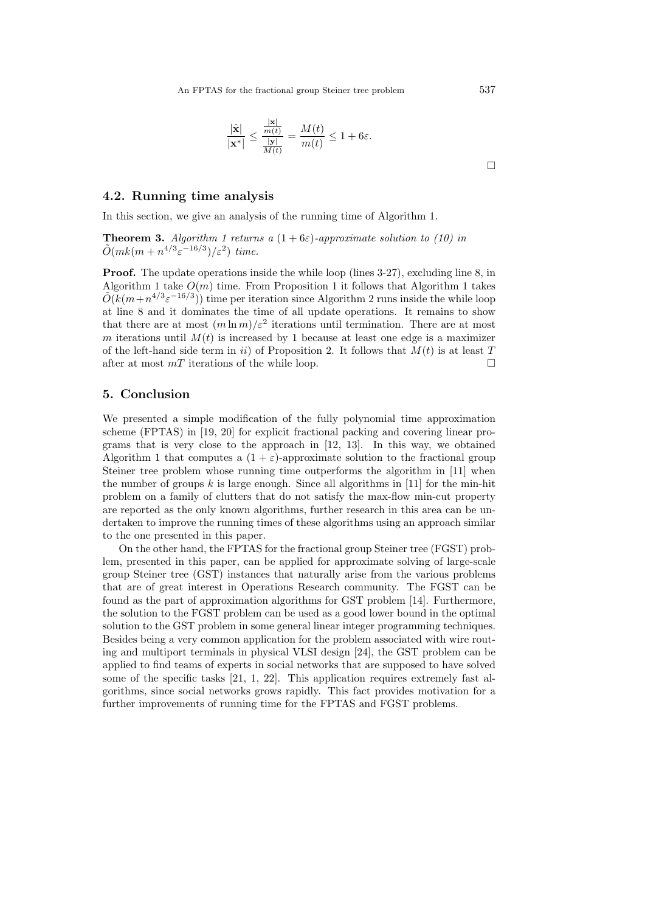$$\frac{|\hat{\mathbf{x}}|}{|\mathbf{x}^*|} \leq \frac{\frac{|\mathbf{x}|}{m(t)}}{\frac{|\mathbf{y}|}{M(t)}} = \frac{M(t)}{m(t)} \leq 1 + 6\varepsilon.$$

□

## 4.2. Running time analysis

In this section, we give an analysis of the running time of Algorithm 1.

**Theorem 3.** *Algorithm 1 returns a $(1 + 6\varepsilon)$-approximate solution to (10) in $\tilde{O}(mk(m + n^{4/3}\varepsilon^{-16/3})/\varepsilon^2)$ time.*

**Proof.** The update operations inside the while loop (lines 3-27), excluding line 8, in Algorithm 1 take $O(m)$ time. From Proposition 1 it follows that Algorithm 1 takes $\tilde{O}(k(m+n^{4/3}\varepsilon^{-16/3}))$ time per iteration since Algorithm 2 runs inside the while loop at line 8 and it dominates the time of all update operations. It remains to show that there are at most $(m \ln m)/\varepsilon^2$ iterations until termination. There are at most $m$ iterations until $M(t)$ is increased by 1 because at least one edge is a maximizer of the left-hand side term in *ii*) of Proposition 2. It follows that $M(t)$ is at least $T$ after at most $mT$ iterations of the while loop. □

## 5. Conclusion

We presented a simple modification of the fully polynomial time approximation scheme (FPTAS) in [19, 20] for explicit fractional packing and covering linear programs that is very close to the approach in [12, 13]. In this way, we obtained Algorithm 1 that computes a $(1 + \varepsilon)$-approximate solution to the fractional group Steiner tree problem whose running time outperforms the algorithm in [11] when the number of groups $k$ is large enough. Since all algorithms in [11] for the min-hit problem on a family of clutters that do not satisfy the max-flow min-cut property are reported as the only known algorithms, further research in this area can be undertaken to improve the running times of these algorithms using an approach similar to the one presented in this paper.

On the other hand, the FPTAS for the fractional group Steiner tree (FGST) problem, presented in this paper, can be applied for approximate solving of large-scale group Steiner tree (GST) instances that naturally arise from the various problems that are of great interest in Operations Research community. The FGST can be found as the part of approximation algorithms for GST problem [14]. Furthermore, the solution to the FGST problem can be used as a good lower bound in the optimal solution to the GST problem in some general linear integer programming techniques. Besides being a very common application for the problem associated with wire routing and multiport terminals in physical VLSI design [24], the GST problem can be applied to find teams of experts in social networks that are supposed to have solved some of the specific tasks [21, 1, 22]. This application requires extremely fast algorithms, since social networks grows rapidly. This fact provides motivation for a further improvements of running time for the FPTAS and FGST problems.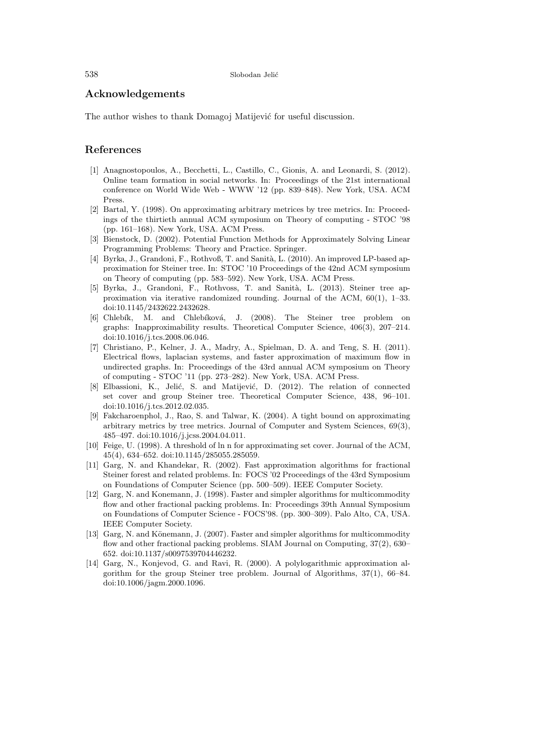## Acknowledgements

The author wishes to thank Domagoj Matijević for useful discussion.

## References

[1] Anagnostopoulos, A., Becchetti, L., Castillo, C., Gionis, A. and Leonardi, S. (2012). Online team formation in social networks. In: Proceedings of the 21st international conference on World Wide Web - WWW '12 (pp. 839–848). New York, USA. ACM Press.

[2] Bartal, Y. (1998). On approximating arbitrary metrices by tree metrics. In: Proceedings of the thirtieth annual ACM symposium on Theory of computing - STOC '98 (pp. 161–168). New York, USA. ACM Press.

[3] Bienstock, D. (2002). Potential Function Methods for Approximately Solving Linear Programming Problems: Theory and Practice. Springer.

[4] Byrka, J., Grandoni, F., Rothvoß, T. and Sanità, L. (2010). An improved LP-based approximation for Steiner tree. In: STOC '10 Proceedings of the 42nd ACM symposium on Theory of computing (pp. 583–592). New York, USA. ACM Press.

[5] Byrka, J., Grandoni, F., Rothvoss, T. and Sanità, L. (2013). Steiner tree approximation via iterative randomized rounding. Journal of the ACM, 60(1), 1–33. doi:10.1145/2432622.2432628.

[6] Chlebík, M. and Chlebíková, J. (2008). The Steiner tree problem on graphs: Inapproximability results. Theoretical Computer Science, 406(3), 207–214. doi:10.1016/j.tcs.2008.06.046.

[7] Christiano, P., Kelner, J. A., Madry, A., Spielman, D. A. and Teng, S. H. (2011). Electrical flows, laplacian systems, and faster approximation of maximum flow in undirected graphs. In: Proceedings of the 43rd annual ACM symposium on Theory of computing - STOC '11 (pp. 273–282). New York, USA. ACM Press.

[8] Elbassioni, K., Jelić, S. and Matijević, D. (2012). The relation of connected set cover and group Steiner tree. Theoretical Computer Science, 438, 96–101. doi:10.1016/j.tcs.2012.02.035.

[9] Fakcharoenphol, J., Rao, S. and Talwar, K. (2004). A tight bound on approximating arbitrary metrics by tree metrics. Journal of Computer and System Sciences, 69(3), 485–497. doi:10.1016/j.jcss.2004.04.011.

[10] Feige, U. (1998). A threshold of ln n for approximating set cover. Journal of the ACM, 45(4), 634–652. doi:10.1145/285055.285059.

[11] Garg, N. and Khandekar, R. (2002). Fast approximation algorithms for fractional Steiner forest and related problems. In: FOCS '02 Proceedings of the 43rd Symposium on Foundations of Computer Science (pp. 500–509). IEEE Computer Society.

[12] Garg, N. and Konemann, J. (1998). Faster and simpler algorithms for multicommodity flow and other fractional packing problems. In: Proceedings 39th Annual Symposium on Foundations of Computer Science - FOCS'98. (pp. 300–309). Palo Alto, CA, USA. IEEE Computer Society.

[13] Garg, N. and Könemann, J. (2007). Faster and simpler algorithms for multicommodity flow and other fractional packing problems. SIAM Journal on Computing, 37(2), 630–652. doi:10.1137/s0097539704446232.

[14] Garg, N., Konjevod, G. and Ravi, R. (2000). A polylogarithmic approximation algorithm for the group Steiner tree problem. Journal of Algorithms, 37(1), 66–84. doi:10.1006/jagm.2000.1096.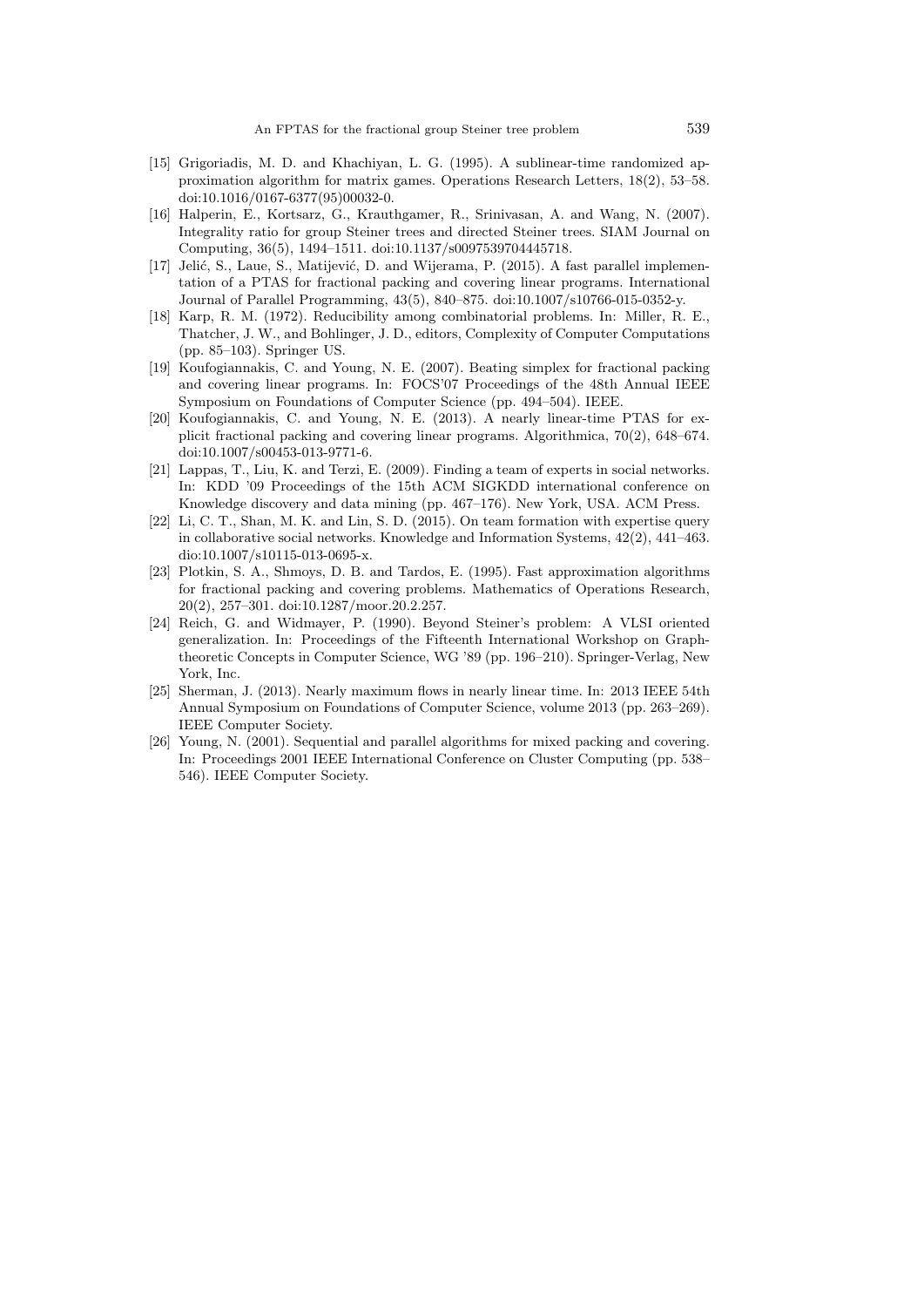[15] Grigoriadis, M. D. and Khachiyan, L. G. (1995). A sublinear-time randomized approximation algorithm for matrix games. Operations Research Letters, 18(2), 53–58. doi:10.1016/0167-6377(95)00032-0.

[16] Halperin, E., Kortsarz, G., Krauthgamer, R., Srinivasan, A. and Wang, N. (2007). Integrality ratio for group Steiner trees and directed Steiner trees. SIAM Journal on Computing, 36(5), 1494–1511. doi:10.1137/s0097539704445718.

[17] Jelić, S., Laue, S., Matijević, D. and Wijerama, P. (2015). A fast parallel implementation of a PTAS for fractional packing and covering linear programs. International Journal of Parallel Programming, 43(5), 840–875. doi:10.1007/s10766-015-0352-y.

[18] Karp, R. M. (1972). Reducibility among combinatorial problems. In: Miller, R. E., Thatcher, J. W., and Bohlinger, J. D., editors, Complexity of Computer Computations (pp. 85–103). Springer US.

[19] Koufogiannakis, C. and Young, N. E. (2007). Beating simplex for fractional packing and covering linear programs. In: FOCS'07 Proceedings of the 48th Annual IEEE Symposium on Foundations of Computer Science (pp. 494–504). IEEE.

[20] Koufogiannakis, C. and Young, N. E. (2013). A nearly linear-time PTAS for explicit fractional packing and covering linear programs. Algorithmica, 70(2), 648–674. doi:10.1007/s00453-013-9771-6.

[21] Lappas, T., Liu, K. and Terzi, E. (2009). Finding a team of experts in social networks. In: KDD '09 Proceedings of the 15th ACM SIGKDD international conference on Knowledge discovery and data mining (pp. 467–176). New York, USA. ACM Press.

[22] Li, C. T., Shan, M. K. and Lin, S. D. (2015). On team formation with expertise query in collaborative social networks. Knowledge and Information Systems, 42(2), 441–463. dio:10.1007/s10115-013-0695-x.

[23] Plotkin, S. A., Shmoys, D. B. and Tardos, E. (1995). Fast approximation algorithms for fractional packing and covering problems. Mathematics of Operations Research, 20(2), 257–301. doi:10.1287/moor.20.2.257.

[24] Reich, G. and Widmayer, P. (1990). Beyond Steiner's problem: A VLSI oriented generalization. In: Proceedings of the Fifteenth International Workshop on Graph-theoretic Concepts in Computer Science, WG '89 (pp. 196–210). Springer-Verlag, New York, Inc.

[25] Sherman, J. (2013). Nearly maximum flows in nearly linear time. In: 2013 IEEE 54th Annual Symposium on Foundations of Computer Science, volume 2013 (pp. 263–269). IEEE Computer Society.

[26] Young, N. (2001). Sequential and parallel algorithms for mixed packing and covering. In: Proceedings 2001 IEEE International Conference on Cluster Computing (pp. 538–546). IEEE Computer Society.